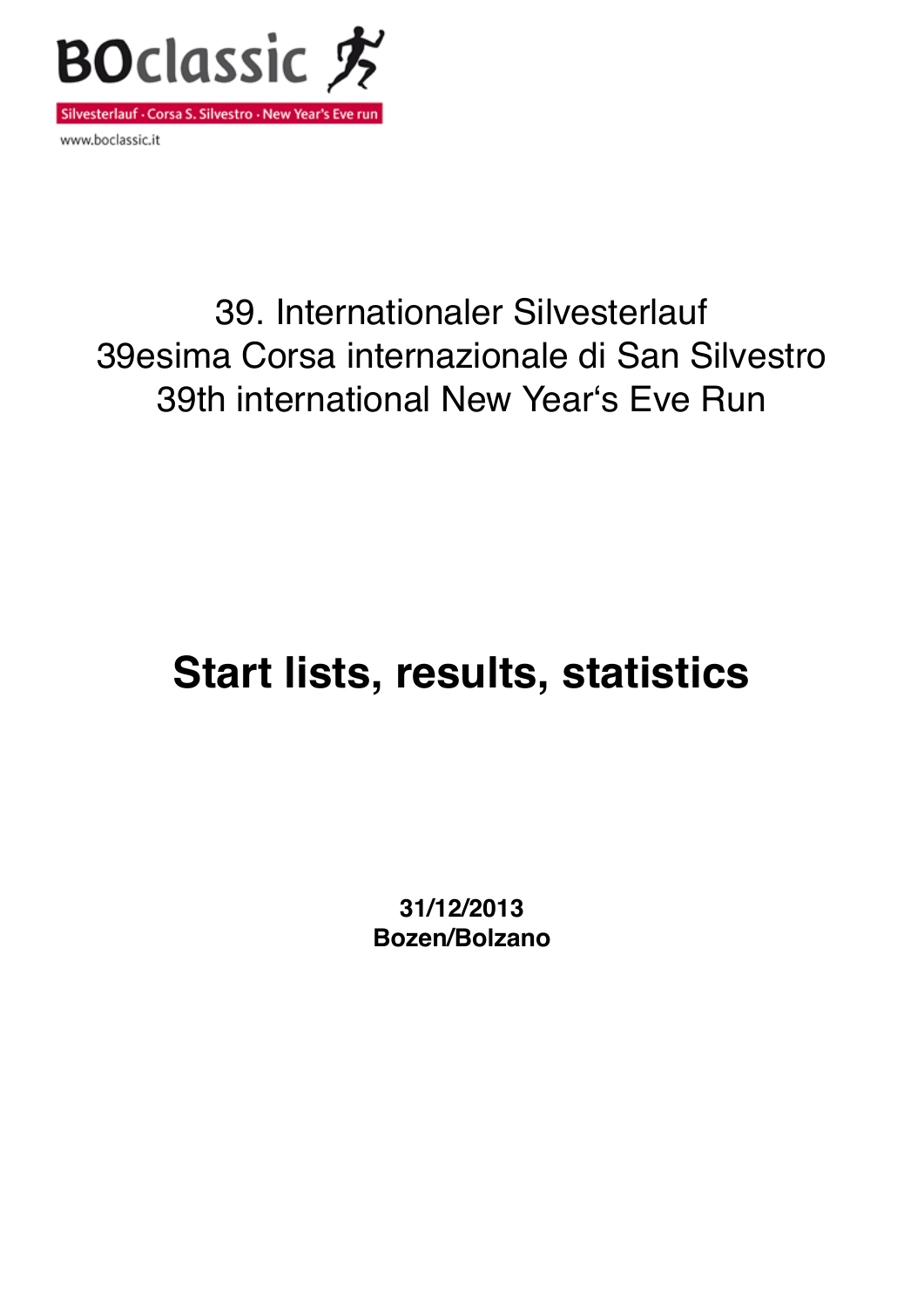BOclassic

Silvesterlauf · Corsa S. Silvestro · New Year's Eve run

www.boclassic.it

39. Internationaler Silvesterlauf
39esima Corsa internazionale di San Silvestro
39th international New Year‘s Eve Run

# Start lists, results, statistics

**31/12/2013**
**Bozen/Bolzano**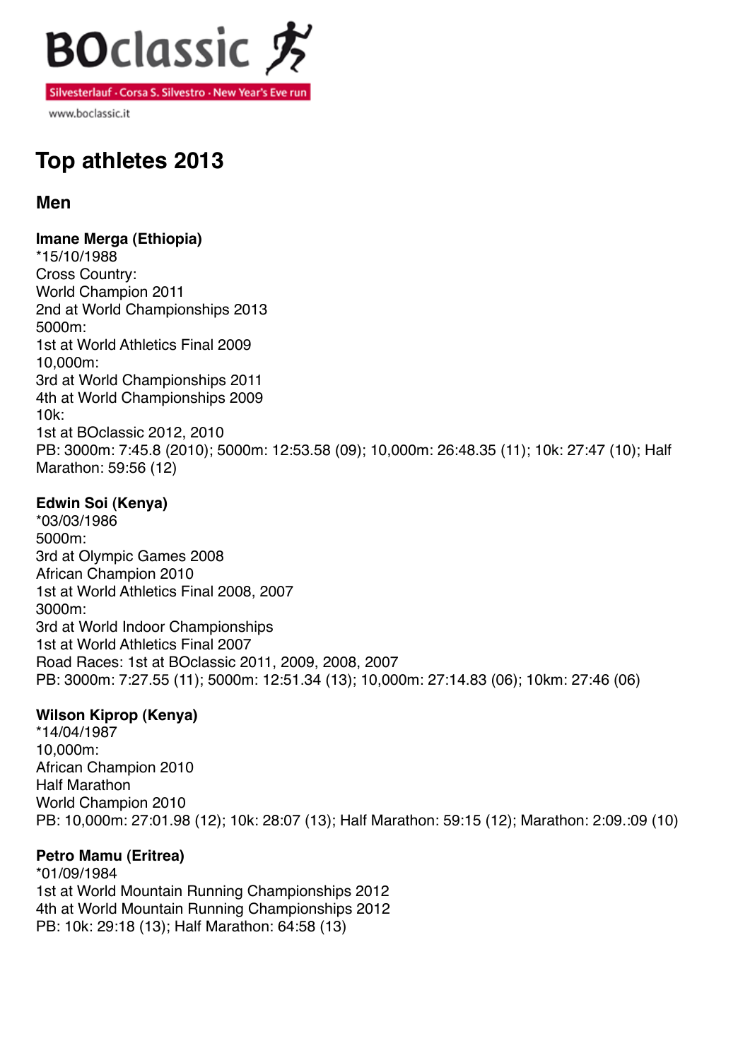BOclassic

Silvesterlauf · Corsa S. Silvestro · New Year's Eve run

www.boclassic.it

# Top athletes 2013

## Men

**Imane Merga (Ethiopia)**
*15/10/1988
Cross Country:
World Champion 2011
2nd at World Championships 2013
5000m:
1st at World Athletics Final 2009
10,000m:
3rd at World Championships 2011
4th at World Championships 2009
10k:
1st at BOclassic 2012, 2010
PB: 3000m: 7:45.8 (2010); 5000m: 12:53.58 (09); 10,000m: 26:48.35 (11); 10k: 27:47 (10); Half Marathon: 59:56 (12)

**Edwin Soi (Kenya)**
*03/03/1986
5000m:
3rd at Olympic Games 2008
African Champion 2010
1st at World Athletics Final 2008, 2007
3000m:
3rd at World Indoor Championships
1st at World Athletics Final 2007
Road Races: 1st at BOclassic 2011, 2009, 2008, 2007
PB: 3000m: 7:27.55 (11); 5000m: 12:51.34 (13); 10,000m: 27:14.83 (06); 10km: 27:46 (06)

**Wilson Kiprop (Kenya)**
*14/04/1987
10,000m:
African Champion 2010
Half Marathon
World Champion 2010
PB: 10,000m: 27:01.98 (12); 10k: 28:07 (13); Half Marathon: 59:15 (12); Marathon: 2:09.:09 (10)

**Petro Mamu (Eritrea)**
*01/09/1984
1st at World Mountain Running Championships 2012
4th at World Mountain Running Championships 2012
PB: 10k: 29:18 (13); Half Marathon: 64:58 (13)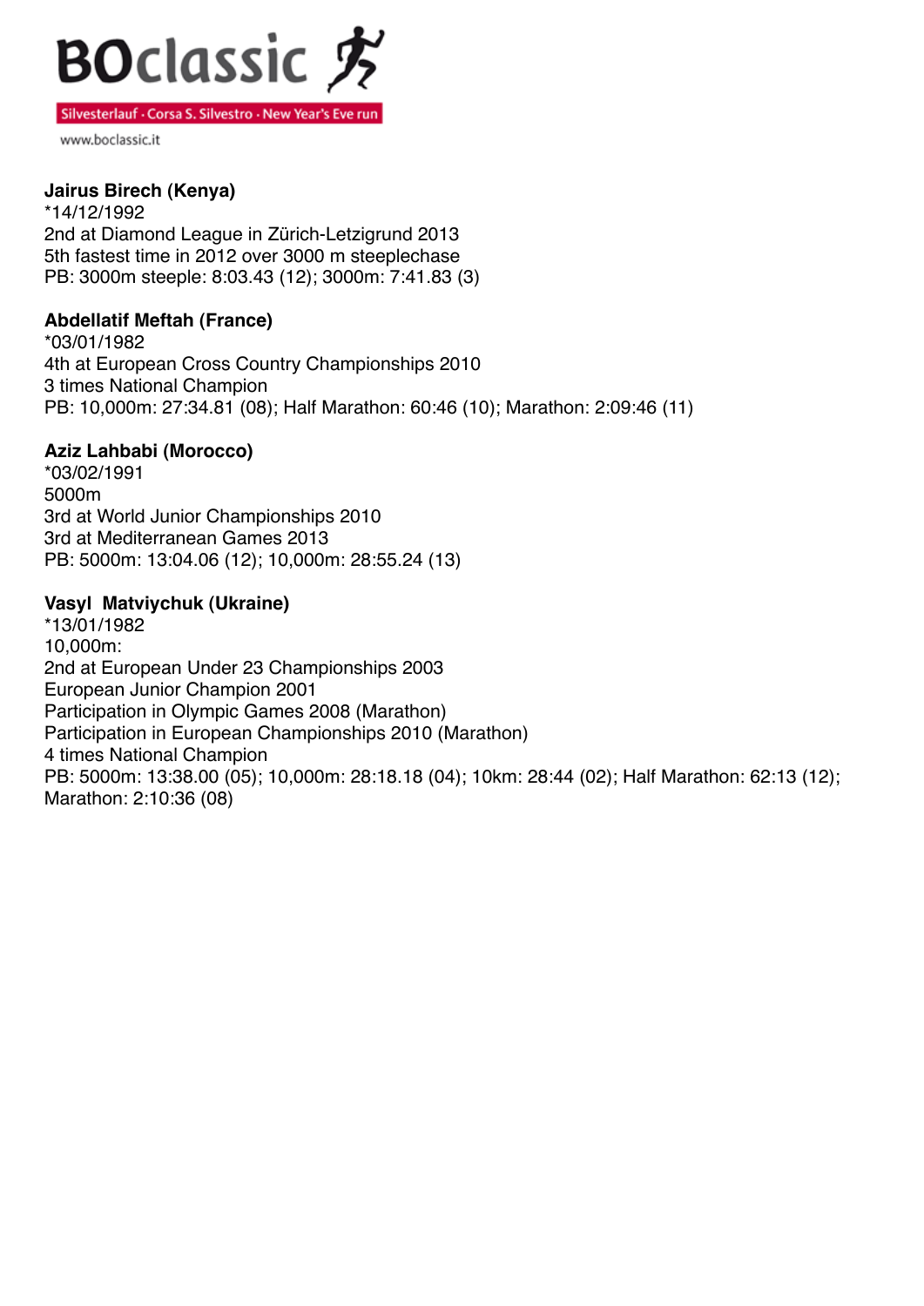**Jairus Birech (Kenya)**
*14/12/1992
2nd at Diamond League in Zürich-Letzigrund 2013
5th fastest time in 2012 over 3000 m steeplechase
PB: 3000m steeple: 8:03.43 (12); 3000m: 7:41.83 (3)

**Abdellatif Meftah (France)**
*03/01/1982
4th at European Cross Country Championships 2010
3 times National Champion
PB: 10,000m: 27:34.81 (08); Half Marathon: 60:46 (10); Marathon: 2:09:46 (11)

**Aziz Lahbabi (Morocco)**
*03/02/1991
5000m
3rd at World Junior Championships 2010
3rd at Mediterranean Games 2013
PB: 5000m: 13:04.06 (12); 10,000m: 28:55.24 (13)

**Vasyl Matviychuk (Ukraine)**
*13/01/1982
10,000m:
2nd at European Under 23 Championships 2003
European Junior Champion 2001
Participation in Olympic Games 2008 (Marathon)
Participation in European Championships 2010 (Marathon)
4 times National Champion
PB: 5000m: 13:38.00 (05); 10,000m: 28:18.18 (04); 10km: 28:44 (02); Half Marathon: 62:13 (12); Marathon: 2:10:36 (08)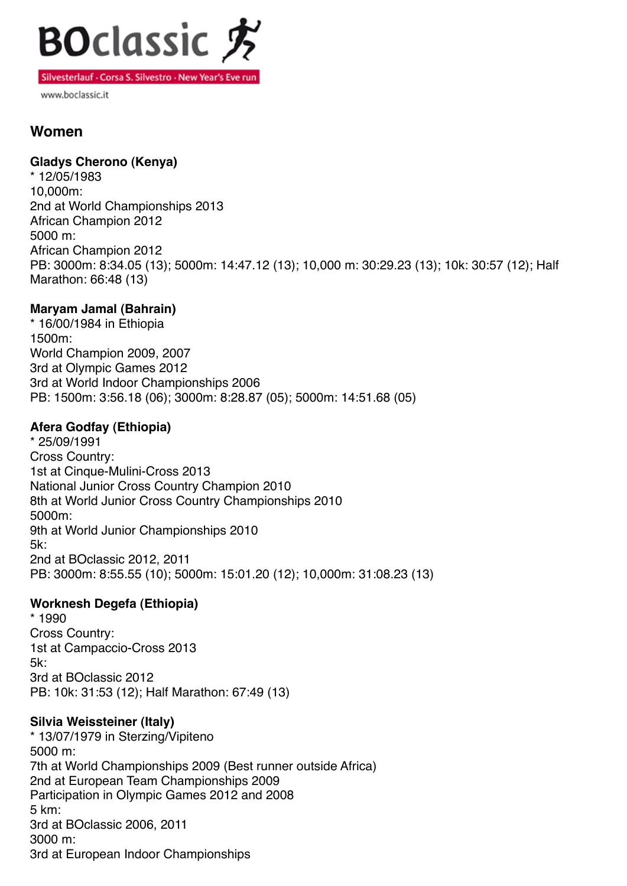## Women

**Gladys Cherono (Kenya)**
* 12/05/1983
10,000m:
2nd at World Championships 2013
African Champion 2012
5000 m:
African Champion 2012
PB: 3000m: 8:34.05 (13); 5000m: 14:47.12 (13); 10,000 m: 30:29.23 (13); 10k: 30:57 (12); Half Marathon: 66:48 (13)

**Maryam Jamal (Bahrain)**
* 16/00/1984 in Ethiopia
1500m:
World Champion 2009, 2007
3rd at Olympic Games 2012
3rd at World Indoor Championships 2006
PB: 1500m: 3:56.18 (06); 3000m: 8:28.87 (05); 5000m: 14:51.68 (05)

**Afera Godfay (Ethiopia)**
* 25/09/1991
Cross Country:
1st at Cinque-Mulini-Cross 2013
National Junior Cross Country Champion 2010
8th at World Junior Cross Country Championships 2010
5000m:
9th at World Junior Championships 2010
5k:
2nd at BOclassic 2012, 2011
PB: 3000m: 8:55.55 (10); 5000m: 15:01.20 (12); 10,000m: 31:08.23 (13)

**Worknesh Degefa (Ethiopia)**
* 1990
Cross Country:
1st at Campaccio-Cross 2013
5k:
3rd at BOclassic 2012
PB: 10k: 31:53 (12); Half Marathon: 67:49 (13)

**Silvia Weissteiner (Italy)**
* 13/07/1979 in Sterzing/Vipiteno
5000 m:
7th at World Championships 2009 (Best runner outside Africa)
2nd at European Team Championships 2009
Participation in Olympic Games 2012 and 2008
5 km:
3rd at BOclassic 2006, 2011
3000 m:
3rd at European Indoor Championships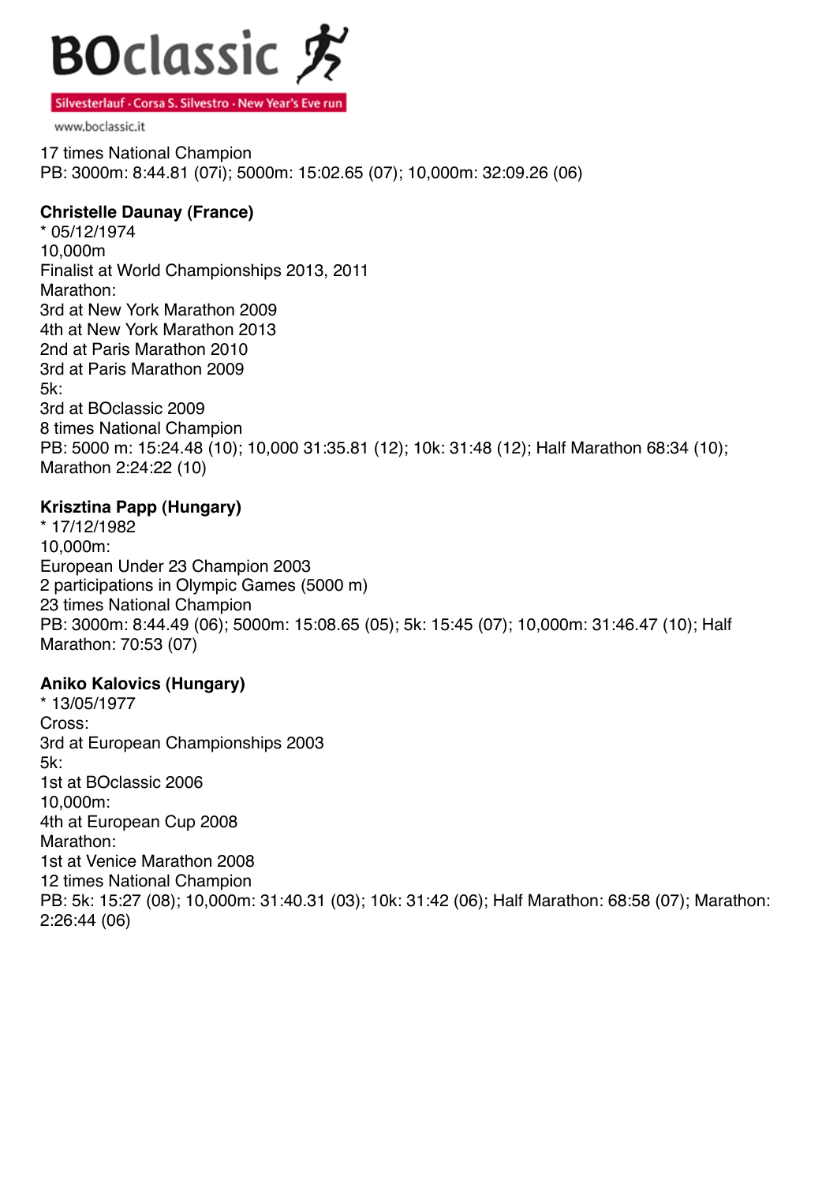17 times National Champion
PB: 3000m: 8:44.81 (07i); 5000m: 15:02.65 (07); 10,000m: 32:09.26 (06)

**Christelle Daunay (France)**
* 05/12/1974
10,000m
Finalist at World Championships 2013, 2011
Marathon:
3rd at New York Marathon 2009
4th at New York Marathon 2013
2nd at Paris Marathon 2010
3rd at Paris Marathon 2009
5k:
3rd at BOclassic 2009
8 times National Champion
PB: 5000 m: 15:24.48 (10); 10,000 31:35.81 (12); 10k: 31:48 (12); Half Marathon 68:34 (10); Marathon 2:24:22 (10)

**Krisztina Papp (Hungary)**
* 17/12/1982
10,000m:
European Under 23 Champion 2003
2 participations in Olympic Games (5000 m)
23 times National Champion
PB: 3000m: 8:44.49 (06); 5000m: 15:08.65 (05); 5k: 15:45 (07); 10,000m: 31:46.47 (10); Half Marathon: 70:53 (07)

**Aniko Kalovics (Hungary)**
* 13/05/1977
Cross:
3rd at European Championships 2003
5k:
1st at BOclassic 2006
10,000m:
4th at European Cup 2008
Marathon:
1st at Venice Marathon 2008
12 times National Champion
PB: 5k: 15:27 (08); 10,000m: 31:40.31 (03); 10k: 31:42 (06); Half Marathon: 68:58 (07); Marathon: 2:26:44 (06)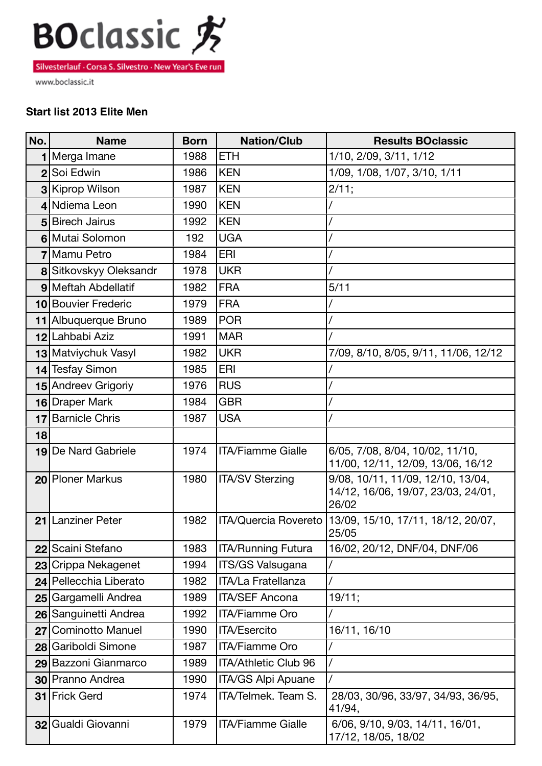BOclassic

Silvesterlauf · Corsa S. Silvestro · New Year's Eve run

www.boclassic.it

**Start list 2013 Elite Men**

| No. | Name | Born | Nation/Club | Results BOclassic |
|---|---|---|---|---|
| 1 | Merga Imane | 1988 | ETH | 1/10, 2/09, 3/11, 1/12 |
| 2 | Soi Edwin | 1986 | KEN | 1/09, 1/08, 1/07, 3/10, 1/11 |
| 3 | Kiprop Wilson | 1987 | KEN | 2/11; |
| 4 | Ndiema Leon | 1990 | KEN | / |
| 5 | Birech Jairus | 1992 | KEN | / |
| 6 | Mutai Solomon | 192 | UGA | / |
| 7 | Mamu Petro | 1984 | ERI | / |
| 8 | Sitkovskyy Oleksandr | 1978 | UKR | / |
| 9 | Meftah Abdellatif | 1982 | FRA | 5/11 |
| 10 | Bouvier Frederic | 1979 | FRA | / |
| 11 | Albuquerque Bruno | 1989 | POR | / |
| 12 | Lahbabi Aziz | 1991 | MAR | / |
| 13 | Matviychuk Vasyl | 1982 | UKR | 7/09, 8/10, 8/05, 9/11, 11/06, 12/12 |
| 14 | Tesfay Simon | 1985 | ERI | / |
| 15 | Andreev Grigoriy | 1976 | RUS | / |
| 16 | Draper Mark | 1984 | GBR | / |
| 17 | Barnicle Chris | 1987 | USA | / |
| 18 | | | | |
| 19 | De Nard Gabriele | 1974 | ITA/Fiamme Gialle | 6/05, 7/08, 8/04, 10/02, 11/10, 11/00, 12/11, 12/09, 13/06, 16/12 |
| 20 | Ploner Markus | 1980 | ITA/SV Sterzing | 9/08, 10/11, 11/09, 12/10, 13/04, 14/12, 16/06, 19/07, 23/03, 24/01, 26/02 |
| 21 | Lanziner Peter | 1982 | ITA/Quercia Rovereto | 13/09, 15/10, 17/11, 18/12, 20/07, 25/05 |
| 22 | Scaini Stefano | 1983 | ITA/Running Futura | 16/02, 20/12, DNF/04, DNF/06 |
| 23 | Crippa Nekagenet | 1994 | ITS/GS Valsugana | / |
| 24 | Pellecchia Liberato | 1982 | ITA/La Fratellanza | / |
| 25 | Gargamelli Andrea | 1989 | ITA/SEF Ancona | 19/11; |
| 26 | Sanguinetti Andrea | 1992 | ITA/Fiamme Oro | / |
| 27 | Cominotto Manuel | 1990 | ITA/Esercito | 16/11, 16/10 |
| 28 | Gariboldi Simone | 1987 | ITA/Fiamme Oro | / |
| 29 | Bazzoni Gianmarco | 1989 | ITA/Athletic Club 96 | / |
| 30 | Pranno Andrea | 1990 | ITA/GS Alpi Apuane | / |
| 31 | Frick Gerd | 1974 | ITA/Telmek. Team S. | 28/03, 30/96, 33/97, 34/93, 36/95, 41/94, |
| 32 | Gualdi Giovanni | 1979 | ITA/Fiamme Gialle | 6/06, 9/10, 9/03, 14/11, 16/01, 17/12, 18/05, 18/02 |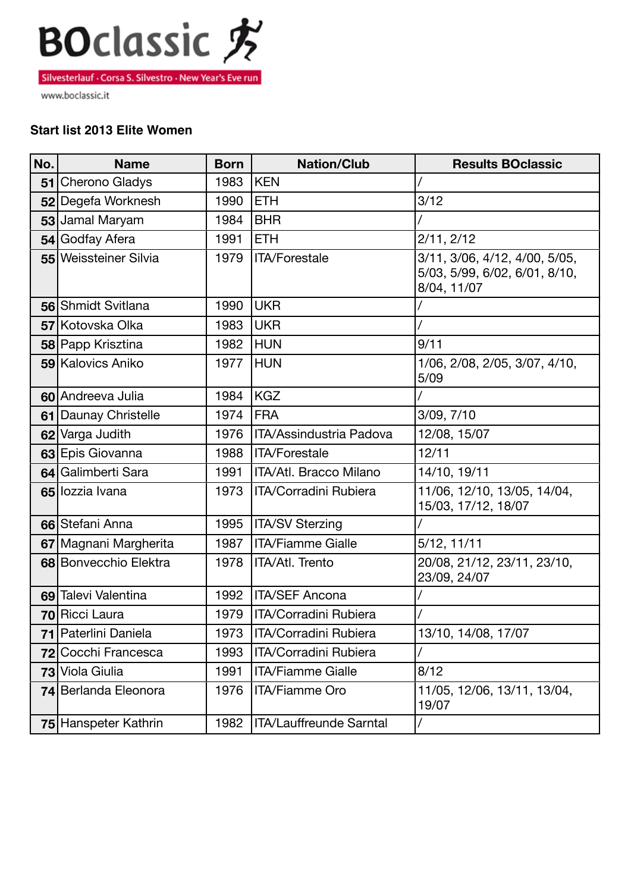BOclassic

Silvesterlauf · Corsa S. Silvestro · New Year's Eve run

www.boclassic.it

**Start list 2013 Elite Women**

| No. | Name | Born | Nation/Club | Results BOclassic |
|---|---|---|---|---|
| **51** | Cherono Gladys | 1983 | KEN | / |
| **52** | Degefa Worknesh | 1990 | ETH | 3/12 |
| **53** | Jamal Maryam | 1984 | BHR | / |
| **54** | Godfay Afera | 1991 | ETH | 2/11, 2/12 |
| **55** | Weissteiner Silvia | 1979 | ITA/Forestale | 3/11, 3/06, 4/12, 4/00, 5/05, 5/03, 5/99, 6/02, 6/01, 8/10, 8/04, 11/07 |
| **56** | Shmidt Svitlana | 1990 | UKR | / |
| **57** | Kotovska Olka | 1983 | UKR | / |
| **58** | Papp Krisztina | 1982 | HUN | 9/11 |
| **59** | Kalovics Aniko | 1977 | HUN | 1/06, 2/08, 2/05, 3/07, 4/10, 5/09 |
| **60** | Andreeva Julia | 1984 | KGZ | / |
| **61** | Daunay Christelle | 1974 | FRA | 3/09, 7/10 |
| **62** | Varga Judith | 1976 | ITA/Assindustria Padova | 12/08, 15/07 |
| **63** | Epis Giovanna | 1988 | ITA/Forestale | 12/11 |
| **64** | Galimberti Sara | 1991 | ITA/Atl. Bracco Milano | 14/10, 19/11 |
| **65** | Iozzia Ivana | 1973 | ITA/Corradini Rubiera | 11/06, 12/10, 13/05, 14/04, 15/03, 17/12, 18/07 |
| **66** | Stefani Anna | 1995 | ITA/SV Sterzing | / |
| **67** | Magnani Margherita | 1987 | ITA/Fiamme Gialle | 5/12, 11/11 |
| **68** | Bonvecchio Elektra | 1978 | ITA/Atl. Trento | 20/08, 21/12, 23/11, 23/10, 23/09, 24/07 |
| **69** | Talevi Valentina | 1992 | ITA/SEF Ancona | / |
| **70** | Ricci Laura | 1979 | ITA/Corradini Rubiera | / |
| **71** | Paterlini Daniela | 1973 | ITA/Corradini Rubiera | 13/10, 14/08, 17/07 |
| **72** | Cocchi Francesca | 1993 | ITA/Corradini Rubiera | / |
| **73** | Viola Giulia | 1991 | ITA/Fiamme Gialle | 8/12 |
| **74** | Berlanda Eleonora | 1976 | ITA/Fiamme Oro | 11/05, 12/06, 13/11, 13/04, 19/07 |
| **75** | Hanspeter Kathrin | 1982 | ITA/Lauffreunde Sarntal | / |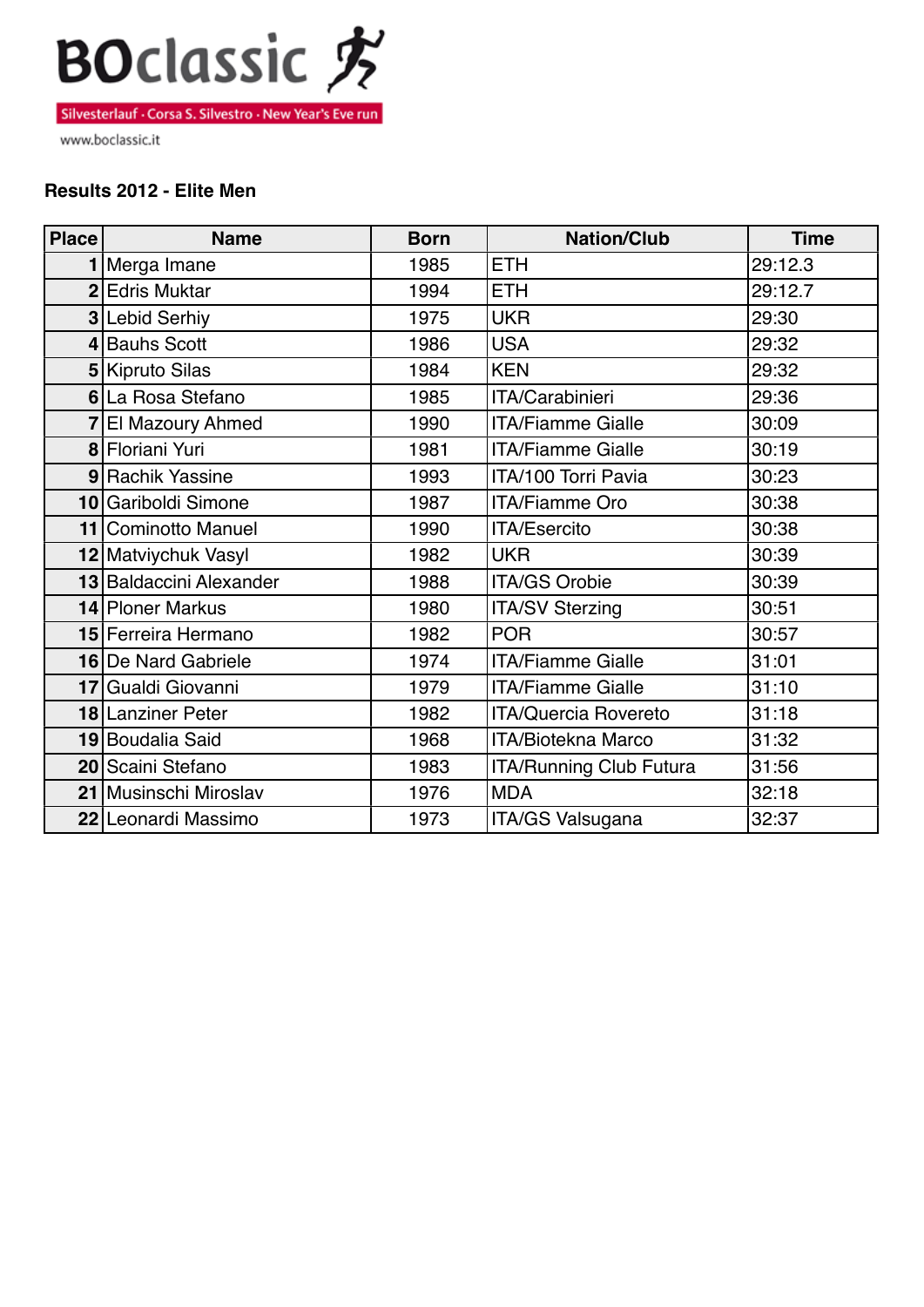BOclassic

Silvesterlauf · Corsa S. Silvestro · New Year's Eve run

www.boclassic.it

**Results 2012 - Elite Men**

| Place | Name | Born | Nation/Club | Time |
|---|---|---|---|---|
| 1 | Merga Imane | 1985 | ETH | 29:12.3 |
| 2 | Edris Muktar | 1994 | ETH | 29:12.7 |
| 3 | Lebid Serhiy | 1975 | UKR | 29:30 |
| 4 | Bauhs Scott | 1986 | USA | 29:32 |
| 5 | Kipruto Silas | 1984 | KEN | 29:32 |
| 6 | La Rosa Stefano | 1985 | ITA/Carabinieri | 29:36 |
| 7 | El Mazoury Ahmed | 1990 | ITA/Fiamme Gialle | 30:09 |
| 8 | Floriani Yuri | 1981 | ITA/Fiamme Gialle | 30:19 |
| 9 | Rachik Yassine | 1993 | ITA/100 Torri Pavia | 30:23 |
| 10 | Gariboldi Simone | 1987 | ITA/Fiamme Oro | 30:38 |
| 11 | Cominotto Manuel | 1990 | ITA/Esercito | 30:38 |
| 12 | Matviychuk Vasyl | 1982 | UKR | 30:39 |
| 13 | Baldaccini Alexander | 1988 | ITA/GS Orobie | 30:39 |
| 14 | Ploner Markus | 1980 | ITA/SV Sterzing | 30:51 |
| 15 | Ferreira Hermano | 1982 | POR | 30:57 |
| 16 | De Nard Gabriele | 1974 | ITA/Fiamme Gialle | 31:01 |
| 17 | Gualdi Giovanni | 1979 | ITA/Fiamme Gialle | 31:10 |
| 18 | Lanziner Peter | 1982 | ITA/Quercia Rovereto | 31:18 |
| 19 | Boudalia Said | 1968 | ITA/Biotekna Marco | 31:32 |
| 20 | Scaini Stefano | 1983 | ITA/Running Club Futura | 31:56 |
| 21 | Musinschi Miroslav | 1976 | MDA | 32:18 |
| 22 | Leonardi Massimo | 1973 | ITA/GS Valsugana | 32:37 |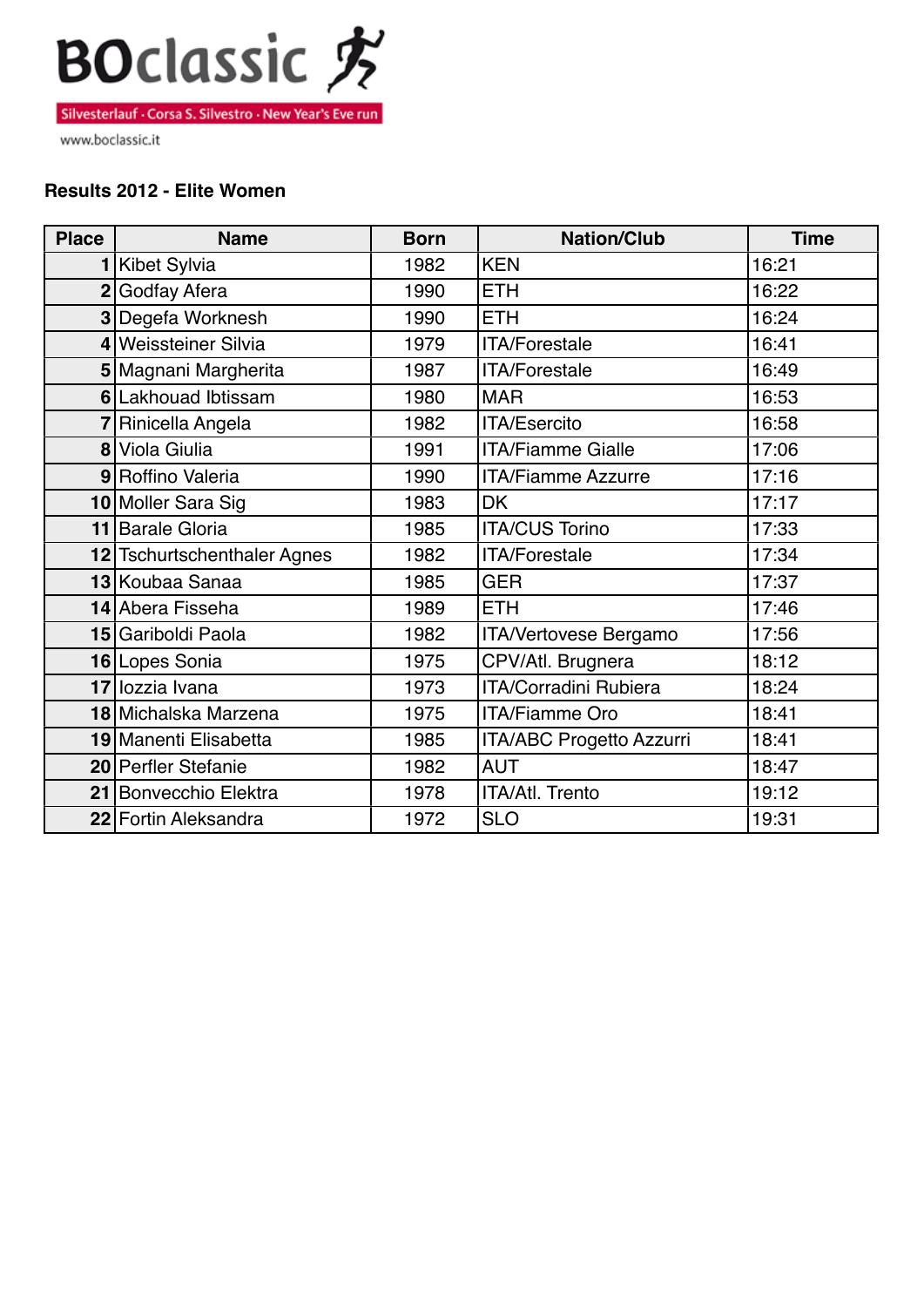BOclassic

Silvesterlauf · Corsa S. Silvestro · New Year's Eve run

www.boclassic.it

**Results 2012 - Elite Women**

| Place | Name | Born | Nation/Club | Time |
|---|---|---|---|---|
| 1 | Kibet Sylvia | 1982 | KEN | 16:21 |
| 2 | Godfay Afera | 1990 | ETH | 16:22 |
| 3 | Degefa Worknesh | 1990 | ETH | 16:24 |
| 4 | Weissteiner Silvia | 1979 | ITA/Forestale | 16:41 |
| 5 | Magnani Margherita | 1987 | ITA/Forestale | 16:49 |
| 6 | Lakhouad Ibtissam | 1980 | MAR | 16:53 |
| 7 | Rinicella Angela | 1982 | ITA/Esercito | 16:58 |
| 8 | Viola Giulia | 1991 | ITA/Fiamme Gialle | 17:06 |
| 9 | Roffino Valeria | 1990 | ITA/Fiamme Azzurre | 17:16 |
| 10 | Moller Sara Sig | 1983 | DK | 17:17 |
| 11 | Barale Gloria | 1985 | ITA/CUS Torino | 17:33 |
| 12 | Tschurtschenthaler Agnes | 1982 | ITA/Forestale | 17:34 |
| 13 | Koubaa Sanaa | 1985 | GER | 17:37 |
| 14 | Abera Fisseha | 1989 | ETH | 17:46 |
| 15 | Gariboldi Paola | 1982 | ITA/Vertovese Bergamo | 17:56 |
| 16 | Lopes Sonia | 1975 | CPV/Atl. Brugnera | 18:12 |
| 17 | Iozzia Ivana | 1973 | ITA/Corradini Rubiera | 18:24 |
| 18 | Michalska Marzena | 1975 | ITA/Fiamme Oro | 18:41 |
| 19 | Manenti Elisabetta | 1985 | ITA/ABC Progetto Azzurri | 18:41 |
| 20 | Perfler Stefanie | 1982 | AUT | 18:47 |
| 21 | Bonvecchio Elektra | 1978 | ITA/Atl. Trento | 19:12 |
| 22 | Fortin Aleksandra | 1972 | SLO | 19:31 |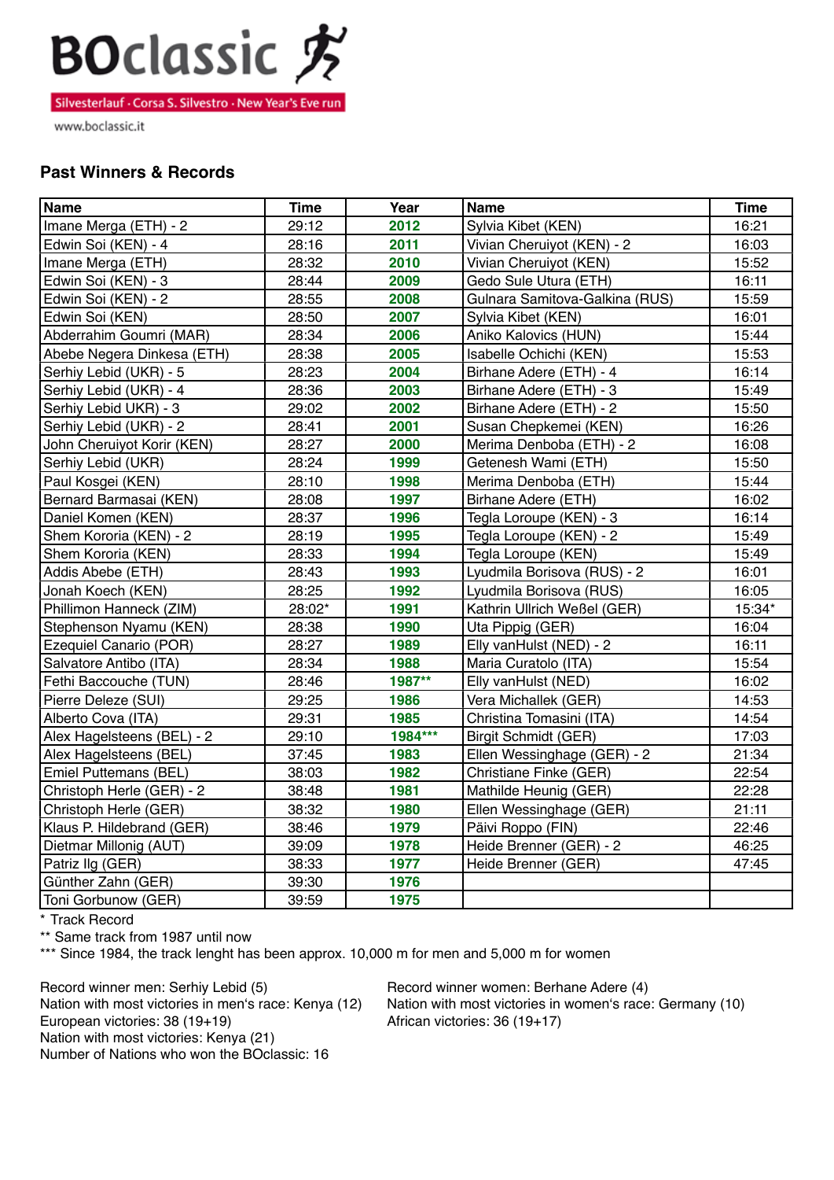BOclassic

Silvesterlauf · Corsa S. Silvestro · New Year's Eve run

www.boclassic.it

## Past Winners & Records

| Name | Time | Year | Name | Time |
|---|---|---|---|---|
| Imane Merga (ETH) - 2 | 29:12 | 2012 | Sylvia Kibet (KEN) | 16:21 |
| Edwin Soi (KEN) - 4 | 28:16 | 2011 | Vivian Cheruiyot (KEN) - 2 | 16:03 |
| Imane Merga (ETH) | 28:32 | 2010 | Vivian Cheruiyot (KEN) | 15:52 |
| Edwin Soi (KEN) - 3 | 28:44 | 2009 | Gedo Sule Utura (ETH) | 16:11 |
| Edwin Soi (KEN) - 2 | 28:55 | 2008 | Gulnara Samitova-Galkina (RUS) | 15:59 |
| Edwin Soi (KEN) | 28:50 | 2007 | Sylvia Kibet (KEN) | 16:01 |
| Abderrahim Goumri (MAR) | 28:34 | 2006 | Aniko Kalovics (HUN) | 15:44 |
| Abebe Negera Dinkesa (ETH) | 28:38 | 2005 | Isabelle Ochichi (KEN) | 15:53 |
| Serhiy Lebid (UKR) - 5 | 28:23 | 2004 | Birhane Adere (ETH) - 4 | 16:14 |
| Serhiy Lebid (UKR) - 4 | 28:36 | 2003 | Birhane Adere (ETH) - 3 | 15:49 |
| Serhiy Lebid UKR) - 3 | 29:02 | 2002 | Birhane Adere (ETH) - 2 | 15:50 |
| Serhiy Lebid (UKR) - 2 | 28:41 | 2001 | Susan Chepkemei (KEN) | 16:26 |
| John Cheruiyot Korir (KEN) | 28:27 | 2000 | Merima Denboba (ETH) - 2 | 16:08 |
| Serhiy Lebid (UKR) | 28:24 | 1999 | Getenesh Wami (ETH) | 15:50 |
| Paul Kosgei (KEN) | 28:10 | 1998 | Merima Denboba (ETH) | 15:44 |
| Bernard Barmasai (KEN) | 28:08 | 1997 | Birhane Adere (ETH) | 16:02 |
| Daniel Komen (KEN) | 28:37 | 1996 | Tegla Loroupe (KEN) - 3 | 16:14 |
| Shem Kororia (KEN) - 2 | 28:19 | 1995 | Tegla Loroupe (KEN) - 2 | 15:49 |
| Shem Kororia (KEN) | 28:33 | 1994 | Tegla Loroupe (KEN) | 15:49 |
| Addis Abebe (ETH) | 28:43 | 1993 | Lyudmila Borisova (RUS) - 2 | 16:01 |
| Jonah Koech (KEN) | 28:25 | 1992 | Lyudmila Borisova (RUS) | 16:05 |
| Phillimon Hanneck (ZIM) | 28:02* | 1991 | Kathrin Ullrich Weßel (GER) | 15:34* |
| Stephenson Nyamu (KEN) | 28:38 | 1990 | Uta Pippig (GER) | 16:04 |
| Ezequiel Canario (POR) | 28:27 | 1989 | Elly vanHulst (NED) - 2 | 16:11 |
| Salvatore Antibo (ITA) | 28:34 | 1988 | Maria Curatolo (ITA) | 15:54 |
| Fethi Baccouche (TUN) | 28:46 | 1987** | Elly vanHulst (NED) | 16:02 |
| Pierre Deleze (SUI) | 29:25 | 1986 | Vera Michallek (GER) | 14:53 |
| Alberto Cova (ITA) | 29:31 | 1985 | Christina Tomasini (ITA) | 14:54 |
| Alex Hagelsteens (BEL) - 2 | 29:10 | 1984*** | Birgit Schmidt (GER) | 17:03 |
| Alex Hagelsteens (BEL) | 37:45 | 1983 | Ellen Wessinghage (GER) - 2 | 21:34 |
| Emiel Puttemans (BEL) | 38:03 | 1982 | Christiane Finke (GER) | 22:54 |
| Christoph Herle (GER) - 2 | 38:48 | 1981 | Mathilde Heunig (GER) | 22:28 |
| Christoph Herle (GER) | 38:32 | 1980 | Ellen Wessinghage (GER) | 21:11 |
| Klaus P. Hildebrand (GER) | 38:46 | 1979 | Päivi Roppo (FIN) | 22:46 |
| Dietmar Millonig (AUT) | 39:09 | 1978 | Heide Brenner (GER) - 2 | 46:25 |
| Patriz Ilg (GER) | 38:33 | 1977 | Heide Brenner (GER) | 47:45 |
| Günther Zahn (GER) | 39:30 | 1976 | | |
| Toni Gorbunow (GER) | 39:59 | 1975 | | |

\* Track Record

** Same track from 1987 until now

*** Since 1984, the track lenght has been approx. 10,000 m for men and 5,000 m for women

Record winner men: Serhiy Lebid (5)
Nation with most victories in men's race: Kenya (12)
European victories: 38 (19+19)
Nation with most victories: Kenya (21)
Number of Nations who won the BOclassic: 16

Record winner women: Berhane Adere (4)
Nation with most victories in women's race: Germany (10)
African victories: 36 (19+17)